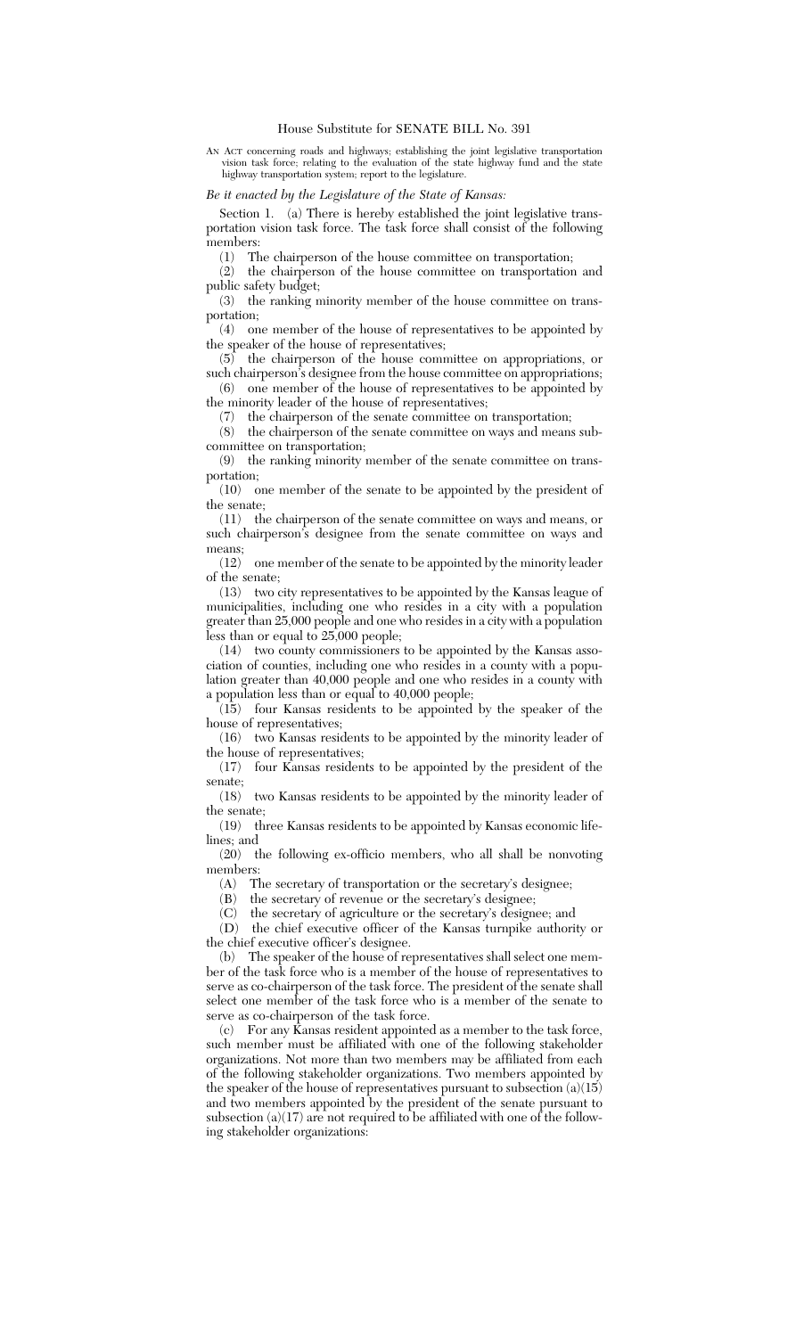House Substitute for SENATE BILL No. 391

AN ACT concerning roads and highways; establishing the joint legislative transportation vision task force; relating to the evaluation of the state highway fund and the state highway transportation system; report to the legislature.

*Be it enacted by the Legislature of the State of Kansas:*

Section 1. (a) There is hereby established the joint legislative transportation vision task force. The task force shall consist of the following members:

(1) The chairperson of the house committee on transportation;

(2) the chairperson of the house committee on transportation and public safety budget;

(3) the ranking minority member of the house committee on transportation;

(4) one member of the house of representatives to be appointed by the speaker of the house of representatives;

(5) the chairperson of the house committee on appropriations, or such chairperson's designee from the house committee on appropriations;

(6) one member of the house of representatives to be appointed by the minority leader of the house of representatives;

(7) the chairperson of the senate committee on transportation;

(8) the chairperson of the senate committee on ways and means subcommittee on transportation;

(9) the ranking minority member of the senate committee on transportation;

(10) one member of the senate to be appointed by the president of the senate;

(11) the chairperson of the senate committee on ways and means, or such chairperson's designee from the senate committee on ways and means;

(12) one member of the senate to be appointed by the minority leader of the senate;

(13) two city representatives to be appointed by the Kansas league of municipalities, including one who resides in a city with a population greater than 25,000 people and one who resides in a city with a population less than or equal to 25,000 people;

(14) two county commissioners to be appointed by the Kansas association of counties, including one who resides in a county with a population greater than 40,000 people and one who resides in a county with a population less than or equal to 40,000 people;

(15) four Kansas residents to be appointed by the speaker of the house of representatives;

(16) two Kansas residents to be appointed by the minority leader of the house of representatives;

(17) four Kansas residents to be appointed by the president of the senate;

(18) two Kansas residents to be appointed by the minority leader of the senate;

(19) three Kansas residents to be appointed by Kansas economic lifelines; and

(20) the following ex-officio members, who all shall be nonvoting members:

(A) The secretary of transportation or the secretary's designee;

(B) the secretary of revenue or the secretary's designee;

(C) the secretary of agriculture or the secretary's designee; and

(D) the chief executive officer of the Kansas turnpike authority or the chief executive officer's designee.

(b) The speaker of the house of representatives shall select one member of the task force who is a member of the house of representatives to serve as co-chairperson of the task force. The president of the senate shall select one member of the task force who is a member of the senate to serve as co-chairperson of the task force.

(c) For any Kansas resident appointed as a member to the task force, such member must be affiliated with one of the following stakeholder organizations. Not more than two members may be affiliated from each of the following stakeholder organizations. Two members appointed by the speaker of the house of representatives pursuant to subsection (a)(15) and two members appointed by the president of the senate pursuant to subsection (a)(17) are not required to be affiliated with one of the following stakeholder organizations: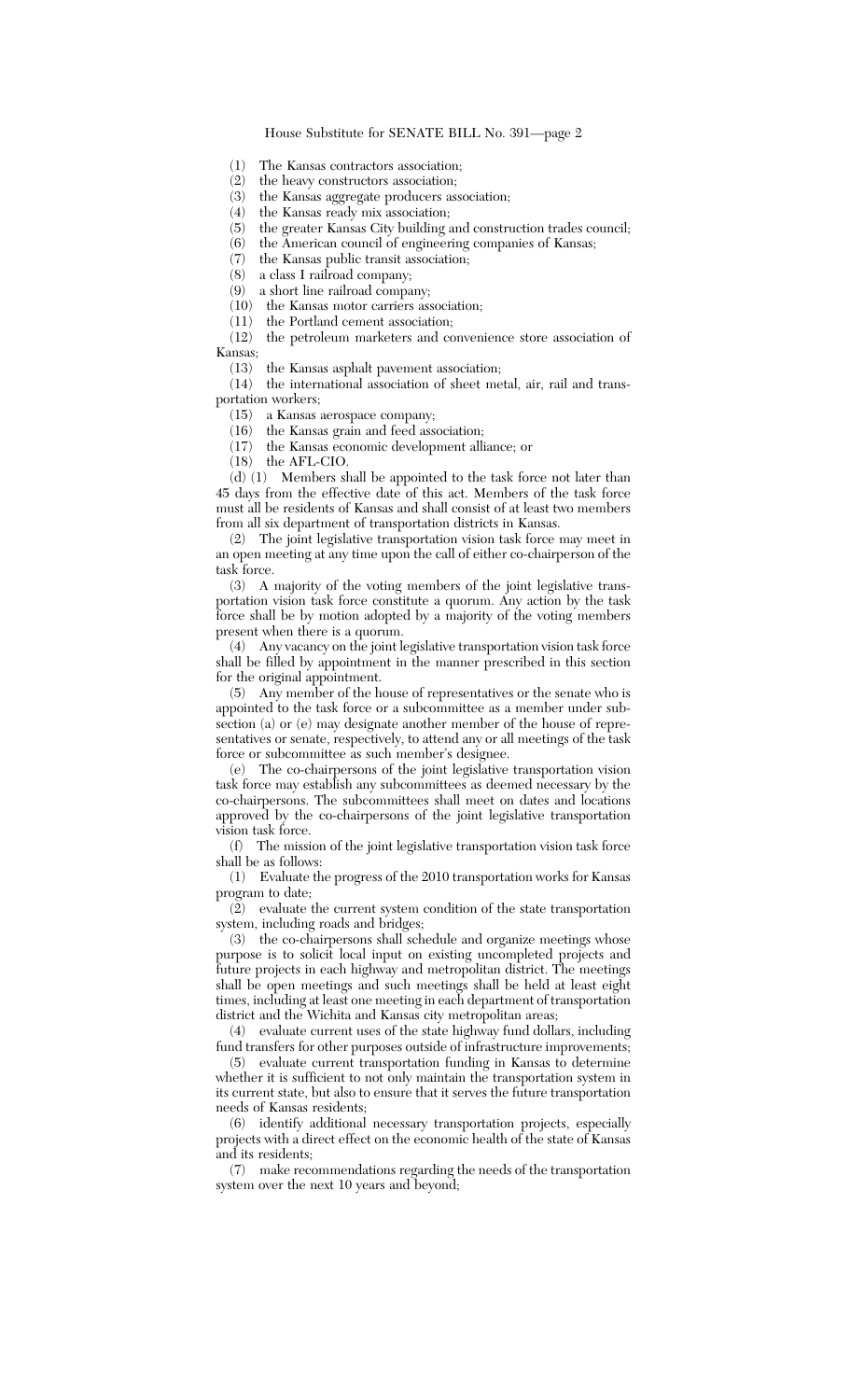(1) The Kansas contractors association;

(2) the heavy constructors association;

(3) the Kansas aggregate producers association;

(4) the Kansas ready mix association;

(5) the greater Kansas City building and construction trades council;

(6) the American council of engineering companies of Kansas;

(7) the Kansas public transit association;

(8) a class I railroad company;

(9) a short line railroad company;

(10) the Kansas motor carriers association;

(11) the Portland cement association;

(12) the petroleum marketers and convenience store association of Kansas;

(13) the Kansas asphalt pavement association;

(14) the international association of sheet metal, air, rail and transportation workers;

(15) a Kansas aerospace company;

(16) the Kansas grain and feed association;

(17) the Kansas economic development alliance; or

(18) the AFL-CIO.

(d) (1) Members shall be appointed to the task force not later than 45 days from the effective date of this act. Members of the task force must all be residents of Kansas and shall consist of at least two members from all six department of transportation districts in Kansas.

(2) The joint legislative transportation vision task force may meet in an open meeting at any time upon the call of either co-chairperson of the task force.

(3) A majority of the voting members of the joint legislative transportation vision task force constitute a quorum. Any action by the task force shall be by motion adopted by a majority of the voting members present when there is a quorum.

(4) Any vacancy on the joint legislative transportation vision task force shall be filled by appointment in the manner prescribed in this section for the original appointment.

(5) Any member of the house of representatives or the senate who is appointed to the task force or a subcommittee as a member under subsection (a) or (e) may designate another member of the house of representatives or senate, respectively, to attend any or all meetings of the task force or subcommittee as such member's designee.

(e) The co-chairpersons of the joint legislative transportation vision task force may establish any subcommittees as deemed necessary by the co-chairpersons. The subcommittees shall meet on dates and locations approved by the co-chairpersons of the joint legislative transportation vision task force.

(f) The mission of the joint legislative transportation vision task force shall be as follows:

(1) Evaluate the progress of the 2010 transportation works for Kansas program to date;

(2) evaluate the current system condition of the state transportation system, including roads and bridges;

(3) the co-chairpersons shall schedule and organize meetings whose purpose is to solicit local input on existing uncompleted projects and future projects in each highway and metropolitan district. The meetings shall be open meetings and such meetings shall be held at least eight times, including at least one meeting in each department of transportation district and the Wichita and Kansas city metropolitan areas;

(4) evaluate current uses of the state highway fund dollars, including fund transfers for other purposes outside of infrastructure improvements;

(5) evaluate current transportation funding in Kansas to determine whether it is sufficient to not only maintain the transportation system in its current state, but also to ensure that it serves the future transportation needs of Kansas residents;

(6) identify additional necessary transportation projects, especially projects with a direct effect on the economic health of the state of Kansas and its residents;

(7) make recommendations regarding the needs of the transportation system over the next 10 years and beyond;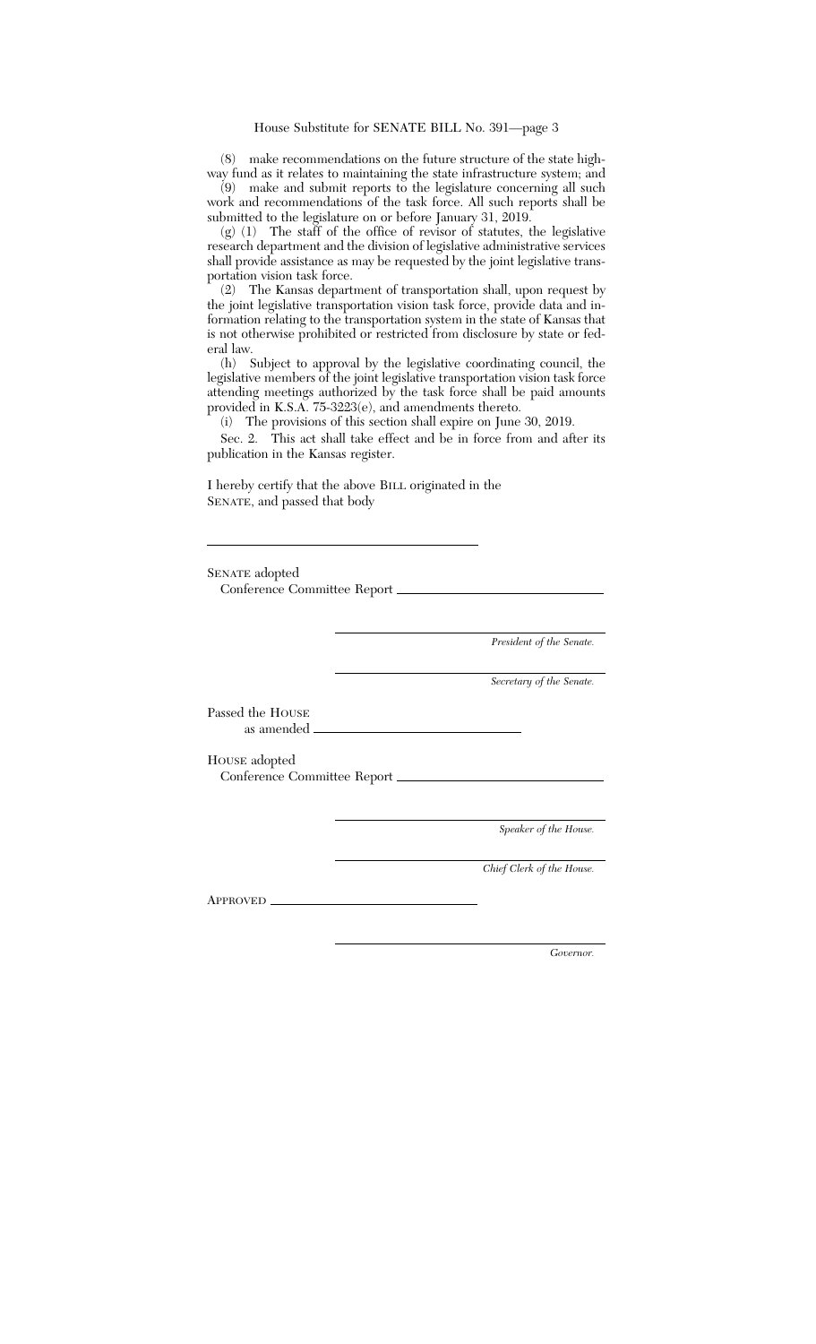(8) make recommendations on the future structure of the state highway fund as it relates to maintaining the state infrastructure system; and

(9) make and submit reports to the legislature concerning all such work and recommendations of the task force. All such reports shall be submitted to the legislature on or before January 31, 2019.

(g) (1) The staff of the office of revisor of statutes, the legislative research department and the division of legislative administrative services shall provide assistance as may be requested by the joint legislative transportation vision task force.

(2) The Kansas department of transportation shall, upon request by the joint legislative transportation vision task force, provide data and information relating to the transportation system in the state of Kansas that is not otherwise prohibited or restricted from disclosure by state or federal law.

(h) Subject to approval by the legislative coordinating council, the legislative members of the joint legislative transportation vision task force attending meetings authorized by the task force shall be paid amounts provided in K.S.A. 75-3223(e), and amendments thereto.

(i) The provisions of this section shall expire on June 30, 2019.

Sec. 2. This act shall take effect and be in force from and after its publication in the Kansas register.

I hereby certify that the above BILL originated in the SENATE, and passed that body

\_\_\_\_\_\_\_\_\_\_\_\_\_\_\_\_\_\_\_\_\_\_\_\_\_\_\_\_\_\_

SENATE adopted
Conference Committee Report \_\_\_\_\_\_\_\_\_\_\_\_\_\_\_\_\_\_\_\_

\_\_\_\_\_\_\_\_\_\_\_\_\_\_\_\_\_\_\_\_ *President of the Senate.*

\_\_\_\_\_\_\_\_\_\_\_\_\_\_\_\_\_\_\_\_ *Secretary of the Senate.*

Passed the HOUSE
as amended \_\_\_\_\_\_\_\_\_\_\_\_\_\_\_\_\_\_\_\_

HOUSE adopted
Conference Committee Report \_\_\_\_\_\_\_\_\_\_\_\_\_\_\_\_\_\_\_\_

\_\_\_\_\_\_\_\_\_\_\_\_\_\_\_\_\_\_\_\_ *Speaker of the House.*

\_\_\_\_\_\_\_\_\_\_\_\_\_\_\_\_\_\_\_\_ *Chief Clerk of the House.*

APPROVED \_\_\_\_\_\_\_\_\_\_\_\_\_\_\_\_\_\_\_\_

\_\_\_\_\_\_\_\_\_\_\_\_\_\_\_\_\_\_\_\_ *Governor.*